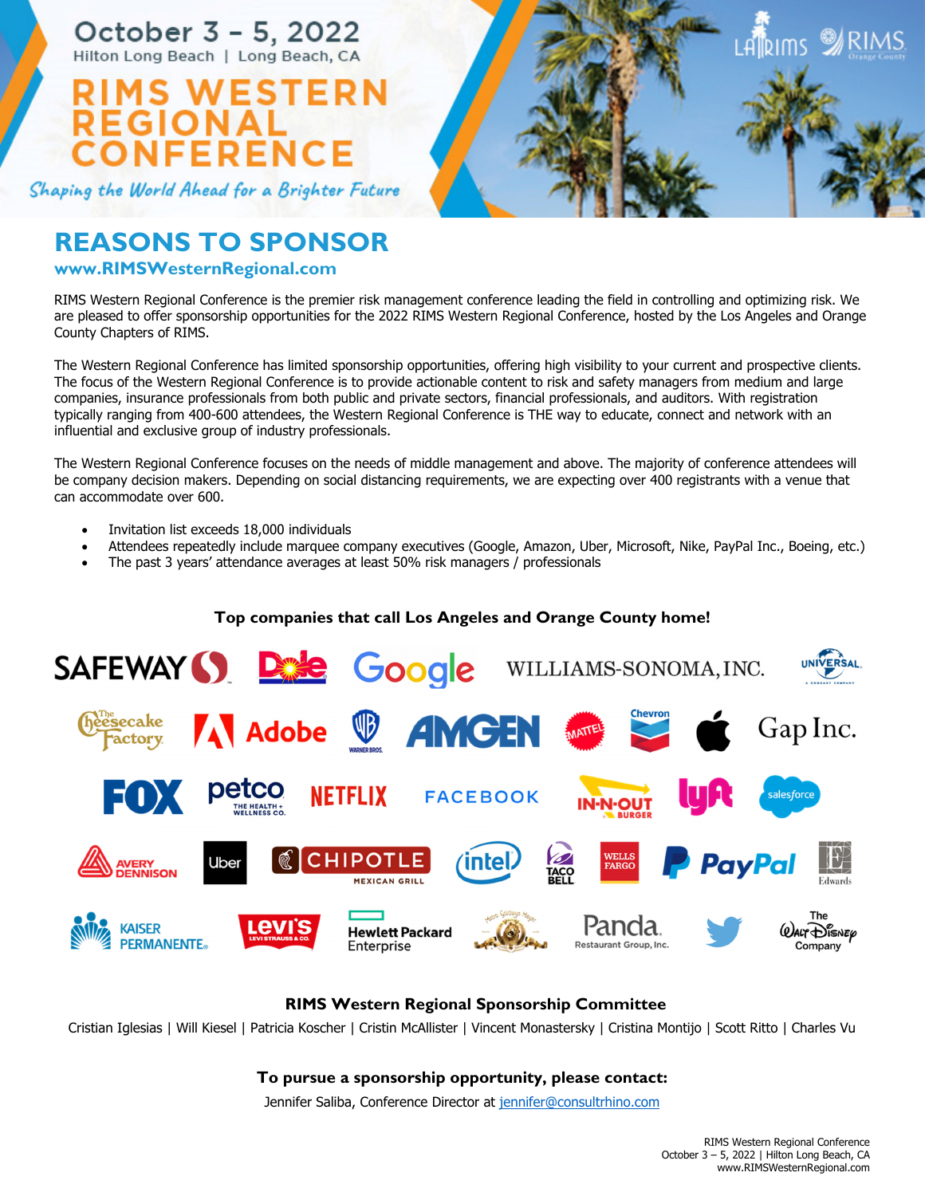October 3 – 5, 2022

Hilton Long Beach | Long Beach, CA

# RIMS WESTERN REGIONAL CONFERENCE

*Shaping the World Ahead for a Brighter Future*

## REASONS TO SPONSOR

**www.RIMSWesternRegional.com**

RIMS Western Regional Conference is the premier risk management conference leading the field in controlling and optimizing risk. We are pleased to offer sponsorship opportunities for the 2022 RIMS Western Regional Conference, hosted by the Los Angeles and Orange County Chapters of RIMS.

The Western Regional Conference has limited sponsorship opportunities, offering high visibility to your current and prospective clients. The focus of the Western Regional Conference is to provide actionable content to risk and safety managers from medium and large companies, insurance professionals from both public and private sectors, financial professionals, and auditors. With registration typically ranging from 400-600 attendees, the Western Regional Conference is THE way to educate, connect and network with an influential and exclusive group of industry professionals.

The Western Regional Conference focuses on the needs of middle management and above. The majority of conference attendees will be company decision makers. Depending on social distancing requirements, we are expecting over 400 registrants with a venue that can accommodate over 600.

- Invitation list exceeds 18,000 individuals
- Attendees repeatedly include marquee company executives (Google, Amazon, Uber, Microsoft, Nike, PayPal Inc., Boeing, etc.)
- The past 3 years' attendance averages at least 50% risk managers / professionals

**Top companies that call Los Angeles and Orange County home!**

**RIMS Western Regional Sponsorship Committee**

Cristian Iglesias | Will Kiesel | Patricia Koscher | Cristin McAllister | Vincent Monastersky | Cristina Montijo | Scott Ritto | Charles Vu

**To pursue a sponsorship opportunity, please contact:**

Jennifer Saliba, Conference Director at jennifer@consultrhino.com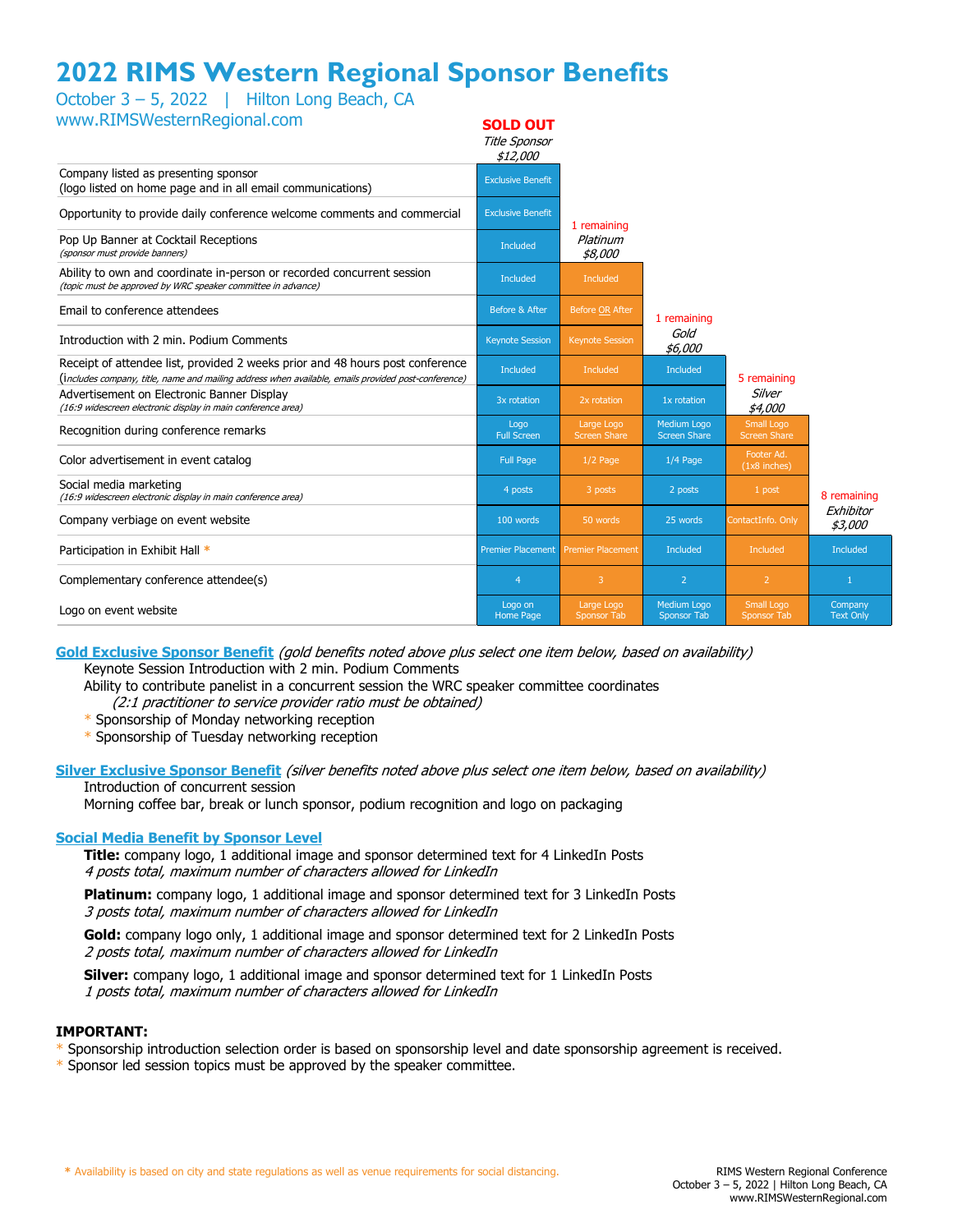# 2022 RIMS Western Regional Sponsor Benefits

October 3 – 5, 2022 | Hilton Long Beach, CA

www.RIMSWesternRegional.com

| | SOLD OUT *Title Sponsor* *$12,000* | 1 remaining *Platinum* *$8,000* | 1 remaining *Gold* *$6,000* | 5 remaining *Silver* *$4,000* | 8 remaining *Exhibitor* *$3,000* |
|---|---|---|---|---|---|
| Company listed as presenting sponsor (logo listed on home page and in all email communications) | Exclusive Benefit | | | | |
| Opportunity to provide daily conference welcome comments and commercial | Exclusive Benefit | | | | |
| Pop Up Banner at Cocktail Receptions *(sponsor must provide banners)* | Included | | | | |
| Ability to own and coordinate in-person or recorded concurrent session *(topic must be approved by WRC speaker committee in advance)* | Included | Included | | | |
| Email to conference attendees | Before & After | Before OR After | | | |
| Introduction with 2 min. Podium Comments | Keynote Session | Keynote Session | | | |
| Receipt of attendee list, provided 2 weeks prior and 48 hours post conference (*includes company, title, name and mailing address when available, emails provided post-conference)* | Included | Included | Included | | |
| Advertisement on Electronic Banner Display *(16:9 widescreen electronic display in main conference area)* | 3x rotation | 2x rotation | 1x rotation | | |
| Recognition during conference remarks | Logo Full Screen | Large Logo Screen Share | Medium Logo Screen Share | Small Logo Screen Share | |
| Color advertisement in event catalog | Full Page | 1/2 Page | 1/4 Page | Footer Ad. (1x8 inches) | |
| Social media marketing *(16:9 widescreen electronic display in main conference area)* | 4 posts | 3 posts | 2 posts | 1 post | |
| Company verbiage on event website | 100 words | 50 words | 25 words | ContactInfo. Only | |
| Participation in Exhibit Hall * | Premier Placement | Premier Placement | Included | Included | Included |
| Complementary conference attendee(s) | 4 | 3 | 2 | 2 | 1 |
| Logo on event website | Logo on Home Page | Large Logo Sponsor Tab | Medium Logo Sponsor Tab | Small Logo Sponsor Tab | Company Text Only |

**Gold Exclusive Sponsor Benefit** *(gold benefits noted above plus select one item below, based on availability)*

Keynote Session Introduction with 2 min. Podium Comments

Ability to contribute panelist in a concurrent session the WRC speaker committee coordinates

*(2:1 practitioner to service provider ratio must be obtained)*

* Sponsorship of Monday networking reception
* Sponsorship of Tuesday networking reception

**Silver Exclusive Sponsor Benefit** *(silver benefits noted above plus select one item below, based on availability)*

Introduction of concurrent session

Morning coffee bar, break or lunch sponsor, podium recognition and logo on packaging

**Social Media Benefit by Sponsor Level**

**Title:** company logo, 1 additional image and sponsor determined text for 4 LinkedIn Posts
*4 posts total, maximum number of characters allowed for LinkedIn*

**Platinum:** company logo, 1 additional image and sponsor determined text for 3 LinkedIn Posts
*3 posts total, maximum number of characters allowed for LinkedIn*

**Gold:** company logo only, 1 additional image and sponsor determined text for 2 LinkedIn Posts
*2 posts total, maximum number of characters allowed for LinkedIn*

**Silver:** company logo, 1 additional image and sponsor determined text for 1 LinkedIn Posts
*1 posts total, maximum number of characters allowed for LinkedIn*

**IMPORTANT:**

* Sponsorship introduction selection order is based on sponsorship level and date sponsorship agreement is received.
* Sponsor led session topics must be approved by the speaker committee.

* Availability is based on city and state regulations as well as venue requirements for social distancing.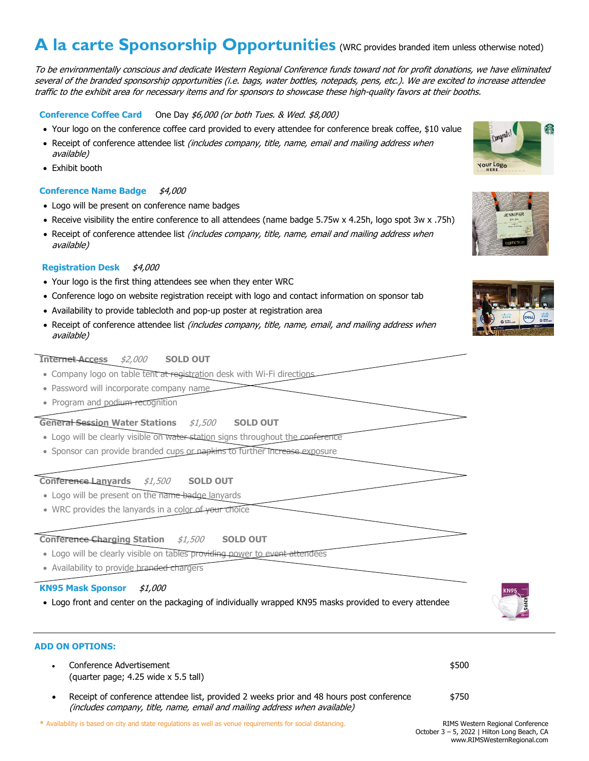# A la carte Sponsorship Opportunities (WRC provides branded item unless otherwise noted)

*To be environmentally conscious and dedicate Western Regional Conference funds toward not for profit donations, we have eliminated several of the branded sponsorship opportunities (i.e. bags, water bottles, notepads, pens, etc.). We are excited to increase attendee traffic to the exhibit area for necessary items and for sponsors to showcase these high-quality favors at their booths.*

### Conference Coffee Card   One Day *$6,000 (or both Tues. & Wed. $8,000)*

- Your logo on the conference coffee card provided to every attendee for conference break coffee, $10 value
- Receipt of conference attendee list *(includes company, title, name, email and mailing address when available)*
- Exhibit booth

### Conference Name Badge   *$4,000*

- Logo will be present on conference name badges
- Receive visibility the entire conference to all attendees (name badge 5.75w x 4.25h, logo spot 3w x .75h)
- Receipt of conference attendee list *(includes company, title, name, email and mailing address when available)*

### Registration Desk   *$4,000*

- Your logo is the first thing attendees see when they enter WRC
- Conference logo on website registration receipt with logo and contact information on sponsor tab
- Availability to provide tablecloth and pop-up poster at registration area
- Receipt of conference attendee list *(includes company, title, name, email, and mailing address when available)*

### ~~Internet Access~~   *$2,000*   SOLD OUT

- ~~Company logo on table tent at registration desk with Wi-Fi directions~~
- ~~Password will incorporate company name~~
- ~~Program and podium recognition~~

### ~~General Session Water Stations~~   *$1,500*   SOLD OUT

- ~~Logo will be clearly visible on water station signs throughout the conference~~
- ~~Sponsor can provide branded cups or napkins to further increase exposure~~

### ~~Conference Lanyards~~   *$1,500*   SOLD OUT

- ~~Logo will be present on the name badge lanyards~~
- ~~WRC provides the lanyards in a color of your choice~~

### ~~Conference Charging Station~~   *$1,500*   SOLD OUT

- ~~Logo will be clearly visible on tables providing power to event attendees~~
- ~~Availability to provide branded chargers~~

### KN95 Mask Sponsor   *$1,000*

- Logo front and center on the packaging of individually wrapped KN95 masks provided to every attendee

---

### ADD ON OPTIONS:

- Conference Advertisement (quarter page; 4.25 wide x 5.5 tall) — $500
- Receipt of conference attendee list, provided 2 weeks prior and 48 hours post conference *(includes company, title, name, email and mailing address when available)* — $750

\* Availability is based on city and state regulations as well as venue requirements for social distancing.

RIMS Western Regional Conference
October 3 – 5, 2022 | Hilton Long Beach, CA
www.RIMSWesternRegional.com